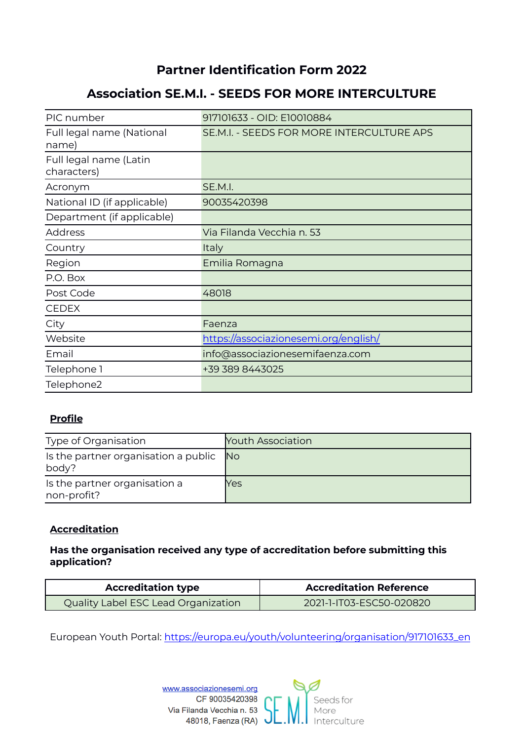# Partner Identification Form 2022

## Association SE.M.I. - SEEDS FOR MORE INTERCULTURE

| | |
|---|---|
| PIC number | 917101633 - OID: E10010884 |
| Full legal name (National name) | SE.M.I. - SEEDS FOR MORE INTERCULTURE APS |
| Full legal name (Latin characters) | |
| Acronym | SE.M.I. |
| National ID (if applicable) | 90035420398 |
| Department (if applicable) | |
| Address | Via Filanda Vecchia n. 53 |
| Country | Italy |
| Region | Emilia Romagna |
| P.O. Box | |
| Post Code | 48018 |
| CEDEX | |
| City | Faenza |
| Website | https://associazionesemi.org/english/ |
| Email | info@associazionesemifaenza.com |
| Telephone 1 | +39 389 8443025 |
| Telephone2 | |

### Profile

| | |
|---|---|
| Type of Organisation | Youth Association |
| Is the partner organisation a public body? | No |
| Is the partner organisation a non-profit? | Yes |

### Accreditation

**Has the organisation received any type of accreditation before submitting this application?**

| Accreditation type | Accreditation Reference |
|---|---|
| Quality Label ESC Lead Organization | 2021-1-IT03-ESC50-020820 |

European Youth Portal: https://europa.eu/youth/volunteering/organisation/917101633_en

www.associazionesemi.org
CF 90035420398
Via Filanda Vecchia n. 53
48018, Faenza (RA)

SE.M.I. Seeds for More Interculture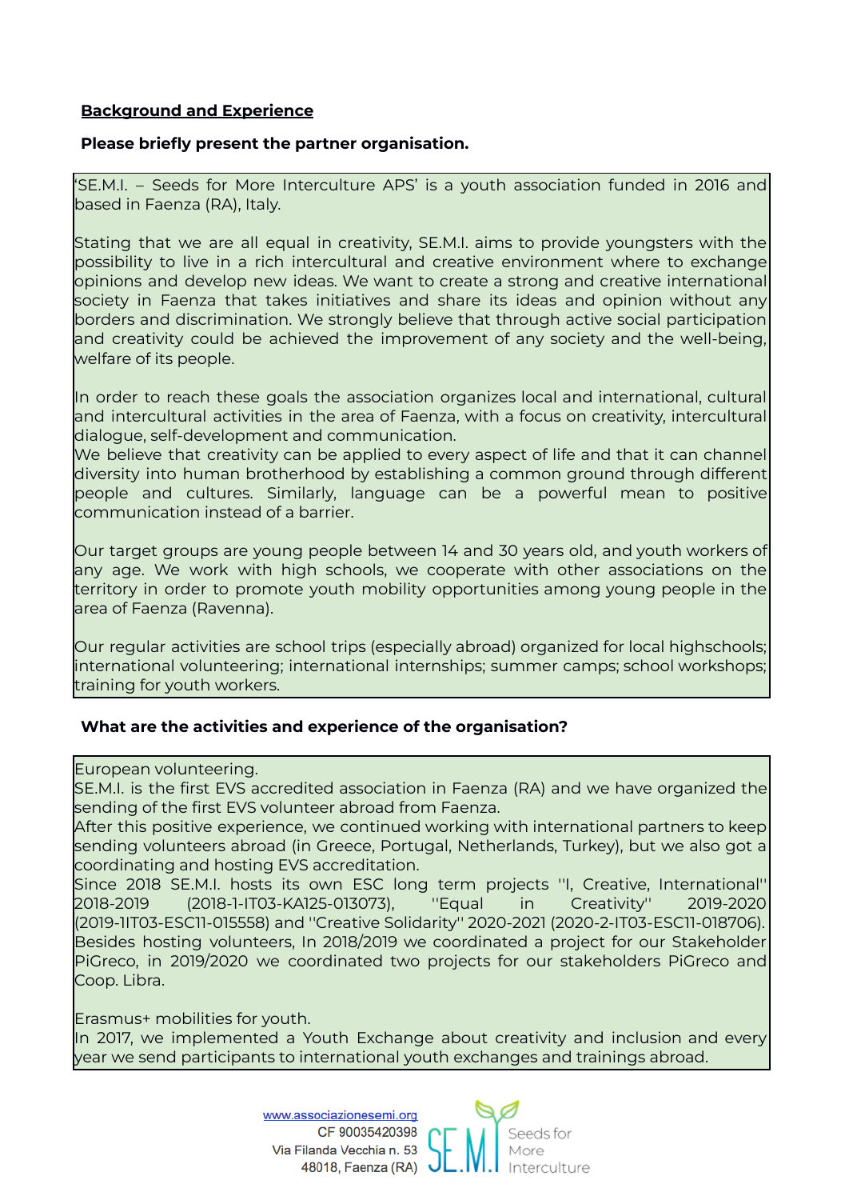**Background and Experience**

**Please briefly present the partner organisation.**

'SE.M.I. – Seeds for More Interculture APS' is a youth association funded in 2016 and based in Faenza (RA), Italy.

Stating that we are all equal in creativity, SE.M.I. aims to provide youngsters with the possibility to live in a rich intercultural and creative environment where to exchange opinions and develop new ideas. We want to create a strong and creative international society in Faenza that takes initiatives and share its ideas and opinion without any borders and discrimination. We strongly believe that through active social participation and creativity could be achieved the improvement of any society and the well-being, welfare of its people.

In order to reach these goals the association organizes local and international, cultural and intercultural activities in the area of Faenza, with a focus on creativity, intercultural dialogue, self-development and communication.
We believe that creativity can be applied to every aspect of life and that it can channel diversity into human brotherhood by establishing a common ground through different people and cultures. Similarly, language can be a powerful mean to positive communication instead of a barrier.

Our target groups are young people between 14 and 30 years old, and youth workers of any age. We work with high schools, we cooperate with other associations on the territory in order to promote youth mobility opportunities among young people in the area of Faenza (Ravenna).

Our regular activities are school trips (especially abroad) organized for local highschools; international volunteering; international internships; summer camps; school workshops; training for youth workers.

**What are the activities and experience of the organisation?**

European volunteering.
SE.M.I. is the first EVS accredited association in Faenza (RA) and we have organized the sending of the first EVS volunteer abroad from Faenza.
After this positive experience, we continued working with international partners to keep sending volunteers abroad (in Greece, Portugal, Netherlands, Turkey), but we also got a coordinating and hosting EVS accreditation.
Since 2018 SE.M.I. hosts its own ESC long term projects ''I, Creative, International'' 2018-2019 (2018-1-IT03-KA125-013073), ''Equal in Creativity'' 2019-2020 (2019-1IT03-ESC11-015558) and ''Creative Solidarity'' 2020-2021 (2020-2-IT03-ESC11-018706).
Besides hosting volunteers, In 2018/2019 we coordinated a project for our Stakeholder PiGreco, in 2019/2020 we coordinated two projects for our stakeholders PiGreco and Coop. Libra.

Erasmus+ mobilities for youth.
In 2017, we implemented a Youth Exchange about creativity and inclusion and every year we send participants to international youth exchanges and trainings abroad.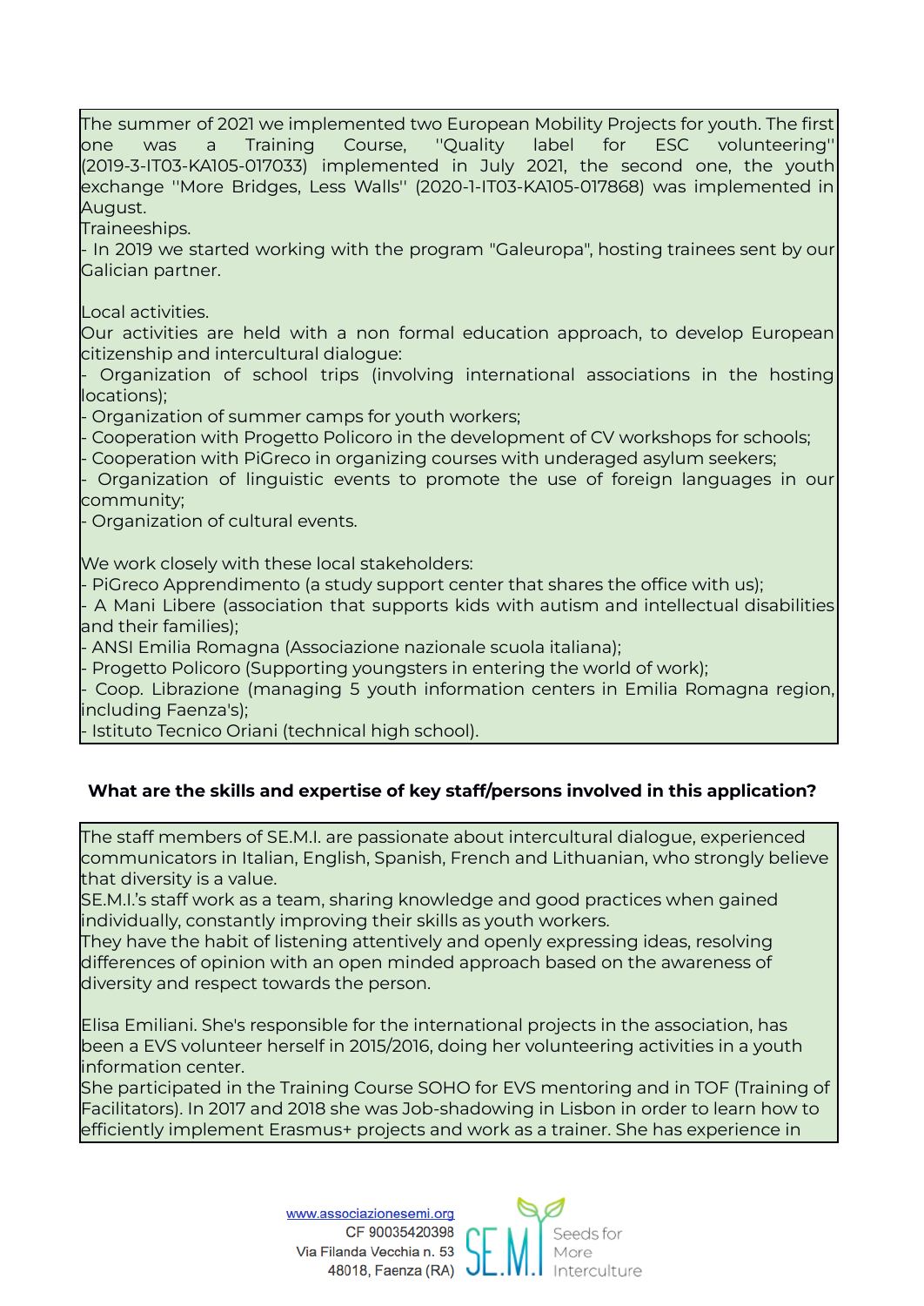The summer of 2021 we implemented two European Mobility Projects for youth. The first one was a Training Course, ''Quality label for ESC volunteering'' (2019-3-IT03-KA105-017033) implemented in July 2021, the second one, the youth exchange ''More Bridges, Less Walls'' (2020-1-IT03-KA105-017868) was implemented in August.

Traineeships.

- In 2019 we started working with the program "Galeuropa", hosting trainees sent by our Galician partner.

Local activities.

Our activities are held with a non formal education approach, to develop European citizenship and intercultural dialogue:

- Organization of school trips (involving international associations in the hosting locations);
- Organization of summer camps for youth workers;
- Cooperation with Progetto Policoro in the development of CV workshops for schools;
- Cooperation with PiGreco in organizing courses with underaged asylum seekers;
- Organization of linguistic events to promote the use of foreign languages in our community;
- Organization of cultural events.

We work closely with these local stakeholders:

- PiGreco Apprendimento (a study support center that shares the office with us);
- A Mani Libere (association that supports kids with autism and intellectual disabilities and their families);
- ANSI Emilia Romagna (Associazione nazionale scuola italiana);
- Progetto Policoro (Supporting youngsters in entering the world of work);
- Coop. Librazione (managing 5 youth information centers in Emilia Romagna region, including Faenza's);
- Istituto Tecnico Oriani (technical high school).

**What are the skills and expertise of key staff/persons involved in this application?**

The staff members of SE.M.I. are passionate about intercultural dialogue, experienced communicators in Italian, English, Spanish, French and Lithuanian, who strongly believe that diversity is a value.

SE.M.I.'s staff work as a team, sharing knowledge and good practices when gained individually, constantly improving their skills as youth workers.

They have the habit of listening attentively and openly expressing ideas, resolving differences of opinion with an open minded approach based on the awareness of diversity and respect towards the person.

Elisa Emiliani. She's responsible for the international projects in the association, has been a EVS volunteer herself in 2015/2016, doing her volunteering activities in a youth information center.

She participated in the Training Course SOHO for EVS mentoring and in TOF (Training of Facilitators). In 2017 and 2018 she was Job-shadowing in Lisbon in order to learn how to efficiently implement Erasmus+ projects and work as a trainer. She has experience in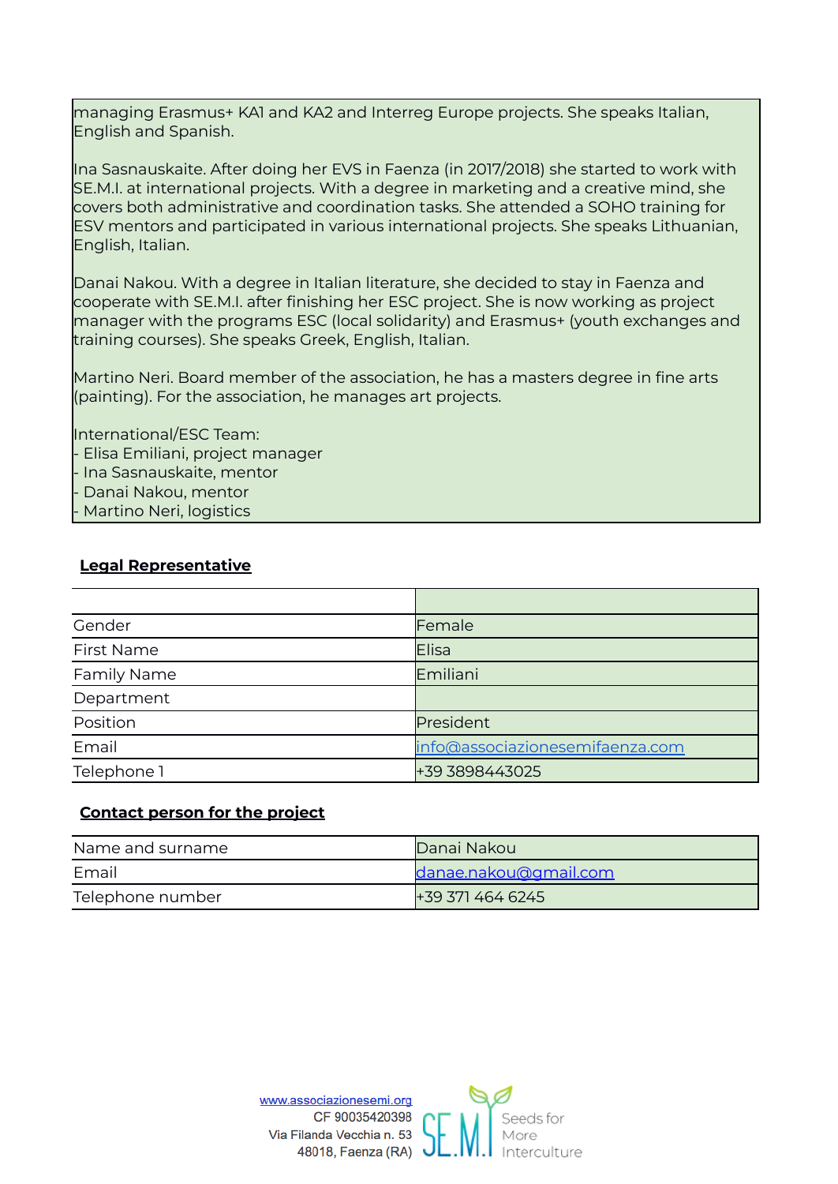managing Erasmus+ KA1 and KA2 and Interreg Europe projects. She speaks Italian, English and Spanish.

Ina Sasnauskaite. After doing her EVS in Faenza (in 2017/2018) she started to work with SE.M.I. at international projects. With a degree in marketing and a creative mind, she covers both administrative and coordination tasks. She attended a SOHO training for ESV mentors and participated in various international projects. She speaks Lithuanian, English, Italian.

Danai Nakou. With a degree in Italian literature, she decided to stay in Faenza and cooperate with SE.M.I. after finishing her ESC project. She is now working as project manager with the programs ESC (local solidarity) and Erasmus+ (youth exchanges and training courses). She speaks Greek, English, Italian.

Martino Neri. Board member of the association, he has a masters degree in fine arts (painting). For the association, he manages art projects.

International/ESC Team:
- Elisa Emiliani, project manager
- Ina Sasnauskaite, mentor
- Danai Nakou, mentor
- Martino Neri, logistics

**Legal Representative**

| | |
|---|---|
| Gender | Female |
| First Name | Elisa |
| Family Name | Emiliani |
| Department | |
| Position | President |
| Email | info@associazionesemifaenza.com |
| Telephone 1 | +39 3898443025 |

**Contact person for the project**

| | |
|---|---|
| Name and surname | Danai Nakou |
| Email | danae.nakou@gmail.com |
| Telephone number | +39 371 464 6245 |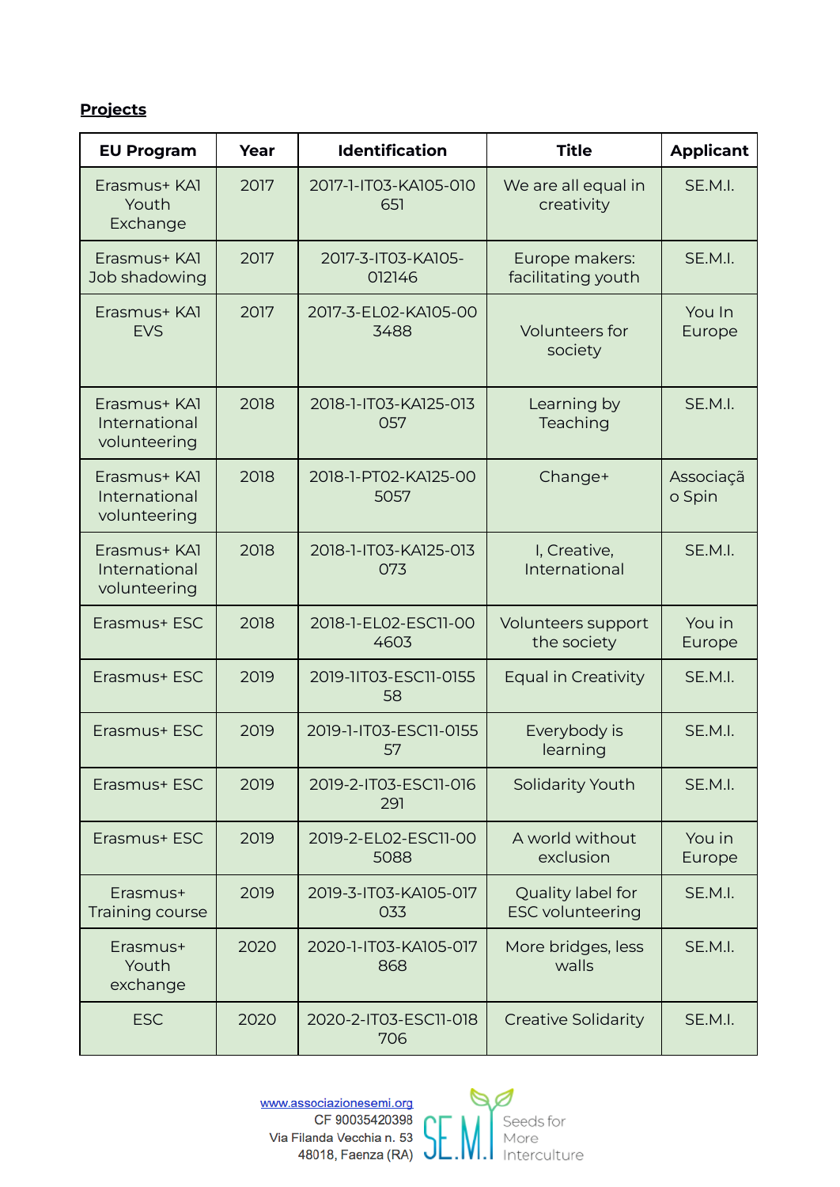**Projects**

| EU Program | Year | Identification | Title | Applicant |
|---|---|---|---|---|
| Erasmus+ KA1 Youth Exchange | 2017 | 2017-1-IT03-KA105-010651 | We are all equal in creativity | SE.M.I. |
| Erasmus+ KA1 Job shadowing | 2017 | 2017-3-IT03-KA105-012146 | Europe makers: facilitating youth | SE.M.I. |
| Erasmus+ KA1 EVS | 2017 | 2017-3-EL02-KA105-003488 | Volunteers for society | You In Europe |
| Erasmus+ KA1 International volunteering | 2018 | 2018-1-IT03-KA125-013057 | Learning by Teaching | SE.M.I. |
| Erasmus+ KA1 International volunteering | 2018 | 2018-1-PT02-KA125-005057 | Change+ | Associação Spin |
| Erasmus+ KA1 International volunteering | 2018 | 2018-1-IT03-KA125-013073 | I, Creative, International | SE.M.I. |
| Erasmus+ ESC | 2018 | 2018-1-EL02-ESC11-004603 | Volunteers support the society | You in Europe |
| Erasmus+ ESC | 2019 | 2019-1IT03-ESC11-015558 | Equal in Creativity | SE.M.I. |
| Erasmus+ ESC | 2019 | 2019-1-IT03-ESC11-015557 | Everybody is learning | SE.M.I. |
| Erasmus+ ESC | 2019 | 2019-2-IT03-ESC11-016291 | Solidarity Youth | SE.M.I. |
| Erasmus+ ESC | 2019 | 2019-2-EL02-ESC11-005088 | A world without exclusion | You in Europe |
| Erasmus+ Training course | 2019 | 2019-3-IT03-KA105-017033 | Quality label for ESC volunteering | SE.M.I. |
| Erasmus+ Youth exchange | 2020 | 2020-1-IT03-KA105-017868 | More bridges, less walls | SE.M.I. |
| ESC | 2020 | 2020-2-IT03-ESC11-018706 | Creative Solidarity | SE.M.I. |

www.associazionesemi.org
CF 90035420398
Via Filanda Vecchia n. 53
48018, Faenza (RA)

SE.M.I. Seeds for More Interculture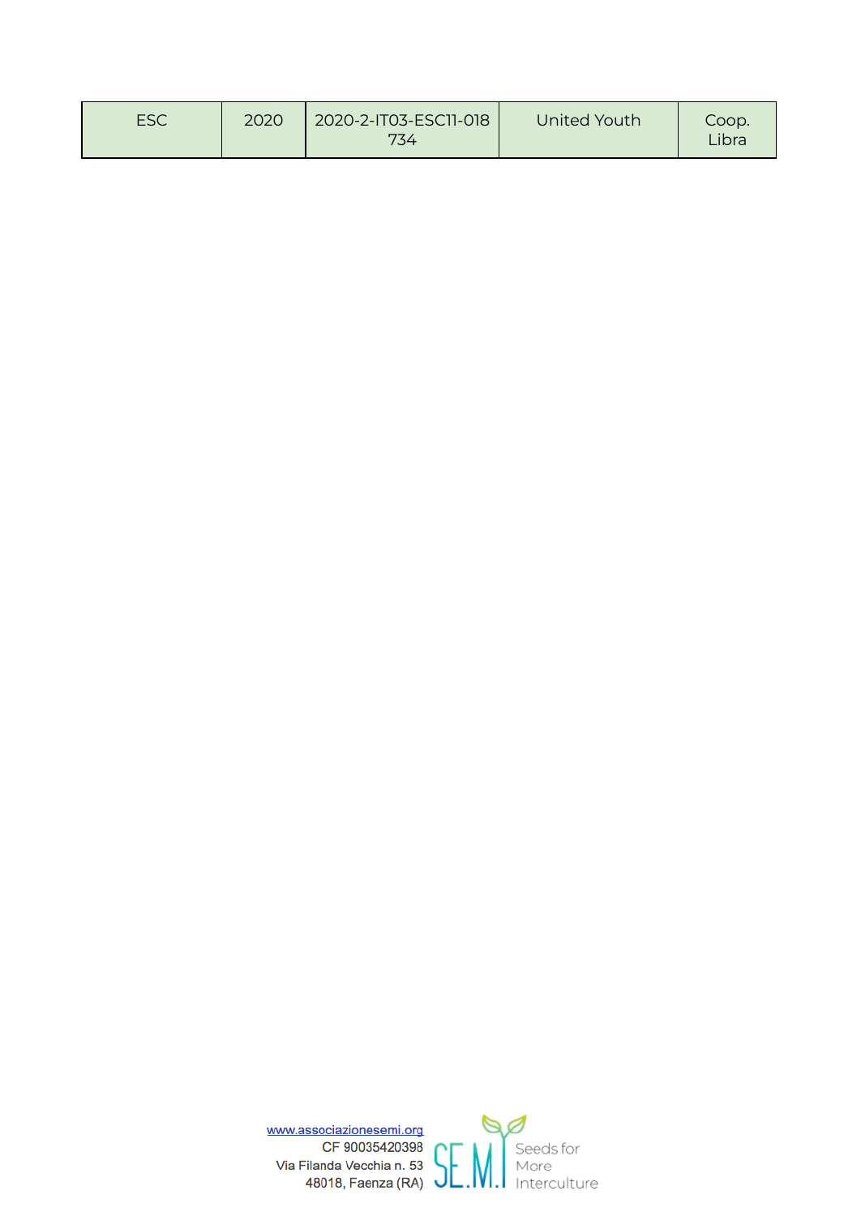| | | | | |
|---|---|---|---|---|
| ESC | 2020 | 2020-2-IT03-ESC11-018734 | United Youth | Coop. Libra |